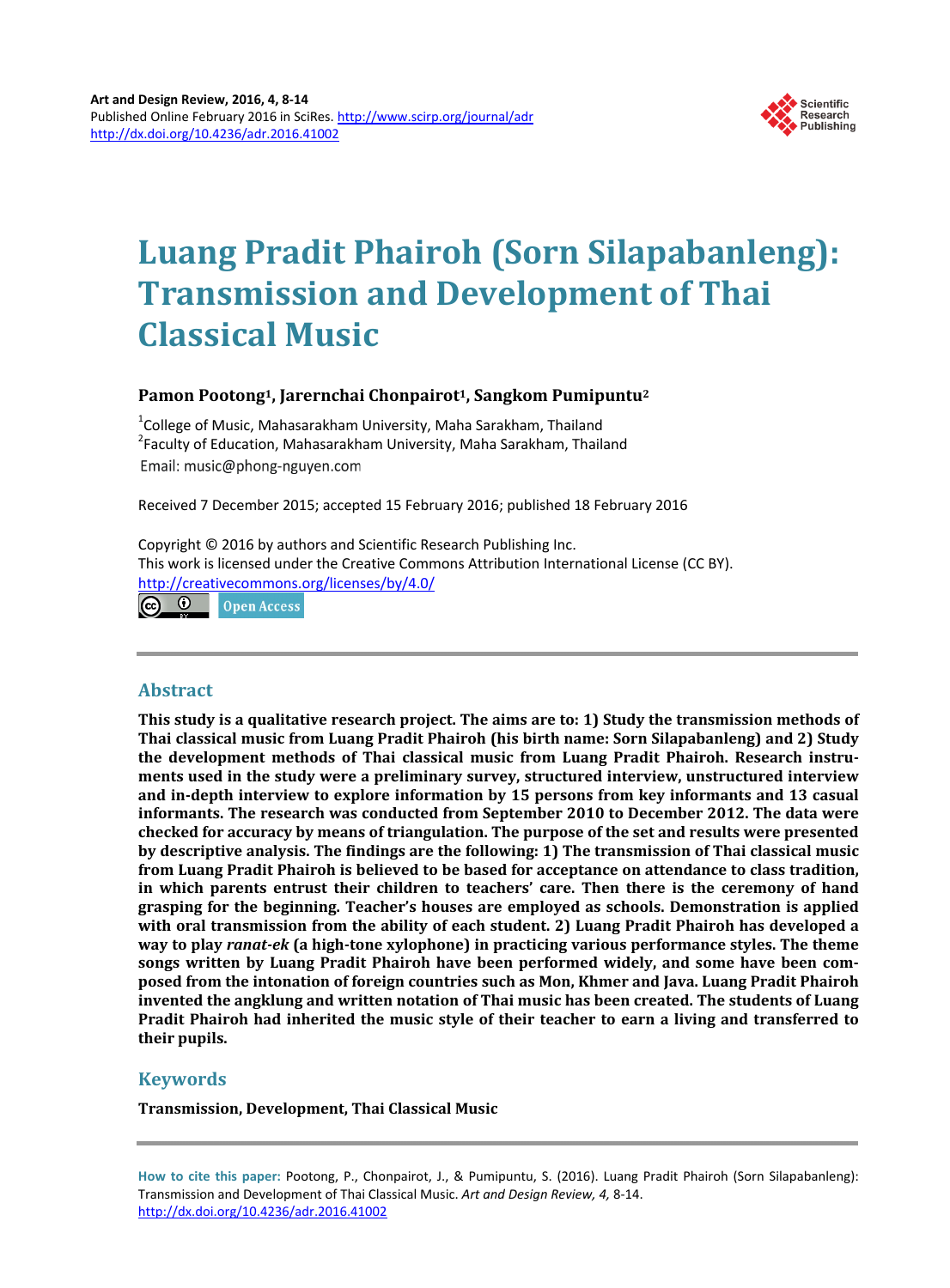# Luang Pradit Phairoh (Sorn Silapabanleng): Transmission and Development of Thai Classical Music

**Pamon Pootong[1], Jarernchai Chonpairot[1], Sangkom Pumipuntu[2]**

[1]College of Music, Mahasarakham University, Maha Sarakham, Thailand
[2]Faculty of Education, Mahasarakham University, Maha Sarakham, Thailand
Email: music@phong-nguyen.com

Received 7 December 2015; accepted 15 February 2016; published 18 February 2016

Copyright © 2016 by authors and Scientific Research Publishing Inc.
This work is licensed under the Creative Commons Attribution International License (CC BY).
http://creativecommons.org/licenses/by/4.0/

Open Access

## Abstract

**This study is a qualitative research project. The aims are to: 1) Study the transmission methods of Thai classical music from Luang Pradit Phairoh (his birth name: Sorn Silapabanleng) and 2) Study the development methods of Thai classical music from Luang Pradit Phairoh. Research instruments used in the study were a preliminary survey, structured interview, unstructured interview and in-depth interview to explore information by 15 persons from key informants and 13 casual informants. The research was conducted from September 2010 to December 2012. The data were checked for accuracy by means of triangulation. The purpose of the set and results were presented by descriptive analysis. The findings are the following: 1) The transmission of Thai classical music from Luang Pradit Phairoh is believed to be based for acceptance on attendance to class tradition, in which parents entrust their children to teachers' care. Then there is the ceremony of hand grasping for the beginning. Teacher's houses are employed as schools. Demonstration is applied with oral transmission from the ability of each student. 2) Luang Pradit Phairoh has developed a way to play *ranat-ek* (a high-tone xylophone) in practicing various performance styles. The theme songs written by Luang Pradit Phairoh have been performed widely, and some have been composed from the intonation of foreign countries such as Mon, Khmer and Java. Luang Pradit Phairoh invented the angklung and written notation of Thai music has been created. The students of Luang Pradit Phairoh had inherited the music style of their teacher to earn a living and transferred to their pupils.**

## Keywords

**Transmission, Development, Thai Classical Music**

**How to cite this paper:** Pootong, P., Chonpairot, J., & Pumipuntu, S. (2016). Luang Pradit Phairoh (Sorn Silapabanleng): Transmission and Development of Thai Classical Music. *Art and Design Review, 4,* 8-14.
http://dx.doi.org/10.4236/adr.2016.41002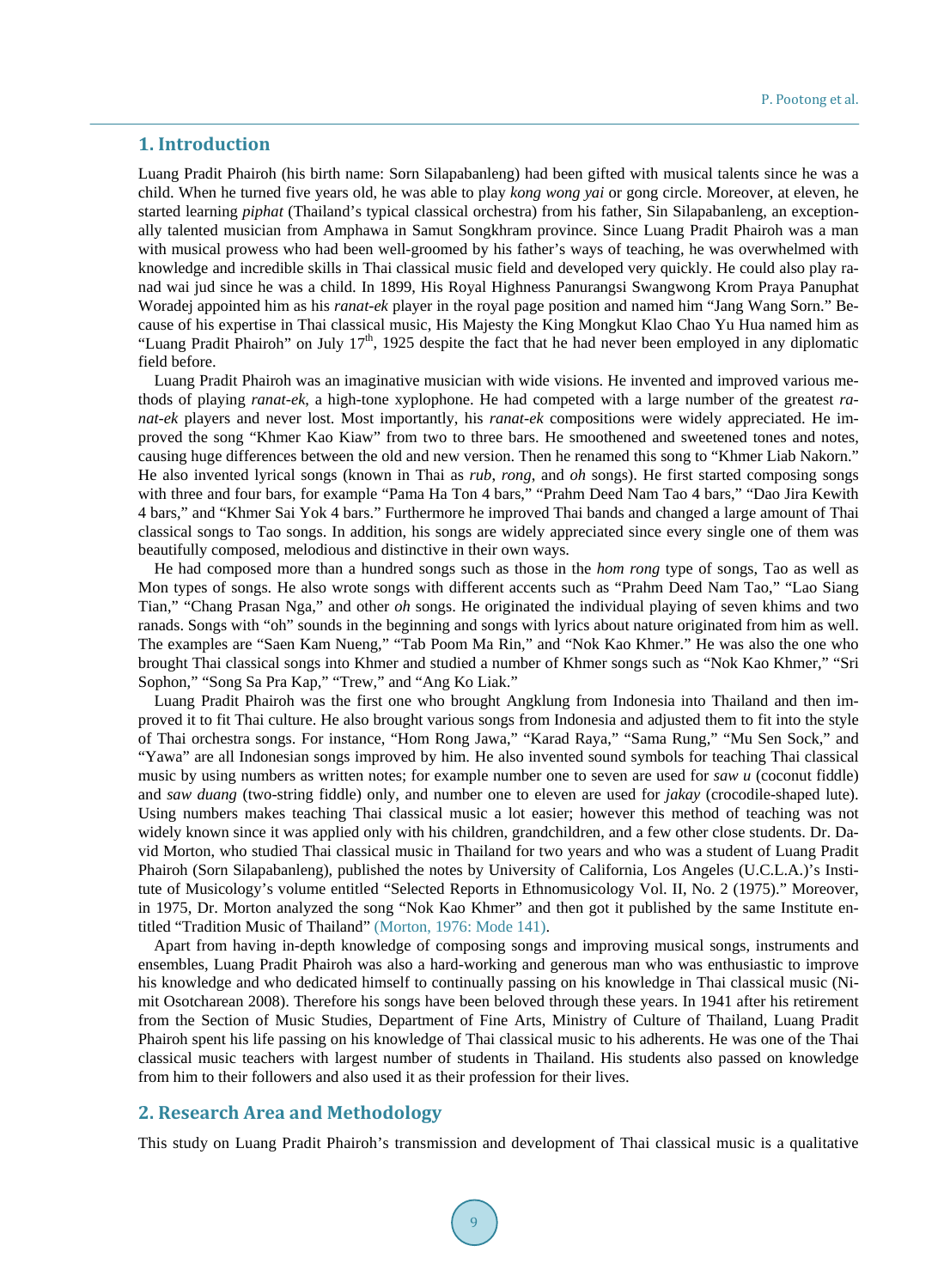## 1. Introduction

Luang Pradit Phairoh (his birth name: Sorn Silapabanleng) had been gifted with musical talents since he was a child. When he turned five years old, he was able to play *kong wong yai* or gong circle. Moreover, at eleven, he started learning *piphat* (Thailand's typical classical orchestra) from his father, Sin Silapabanleng, an exceptionally talented musician from Amphawa in Samut Songkhram province. Since Luang Pradit Phairoh was a man with musical prowess who had been well-groomed by his father's ways of teaching, he was overwhelmed with knowledge and incredible skills in Thai classical music field and developed very quickly. He could also play ranad wai jud since he was a child. In 1899, His Royal Highness Panurangsi Swangwong Krom Praya Panuphat Woradej appointed him as his *ranat-ek* player in the royal page position and named him "Jang Wang Sorn." Because of his expertise in Thai classical music, His Majesty the King Mongkut Klao Chao Yu Hua named him as "Luang Pradit Phairoh" on July 17th, 1925 despite the fact that he had never been employed in any diplomatic field before.

Luang Pradit Phairoh was an imaginative musician with wide visions. He invented and improved various methods of playing *ranat-ek*, a high-tone xyplophone. He had competed with a large number of the greatest *ranat-ek* players and never lost. Most importantly, his *ranat-ek* compositions were widely appreciated. He improved the song "Khmer Kao Kiaw" from two to three bars. He smoothened and sweetened tones and notes, causing huge differences between the old and new version. Then he renamed this song to "Khmer Liab Nakorn." He also invented lyrical songs (known in Thai as *rub*, *rong*, and *oh* songs). He first started composing songs with three and four bars, for example "Pama Ha Ton 4 bars," "Prahm Deed Nam Tao 4 bars," "Dao Jira Kewith 4 bars," and "Khmer Sai Yok 4 bars." Furthermore he improved Thai bands and changed a large amount of Thai classical songs to Tao songs. In addition, his songs are widely appreciated since every single one of them was beautifully composed, melodious and distinctive in their own ways.

He had composed more than a hundred songs such as those in the *hom rong* type of songs, Tao as well as Mon types of songs. He also wrote songs with different accents such as "Prahm Deed Nam Tao," "Lao Siang Tian," "Chang Prasan Nga," and other *oh* songs. He originated the individual playing of seven khims and two ranads. Songs with "oh" sounds in the beginning and songs with lyrics about nature originated from him as well. The examples are "Saen Kam Nueng," "Tab Poom Ma Rin," and "Nok Kao Khmer." He was also the one who brought Thai classical songs into Khmer and studied a number of Khmer songs such as "Nok Kao Khmer," "Sri Sophon," "Song Sa Pra Kap," "Trew," and "Ang Ko Liak."

Luang Pradit Phairoh was the first one who brought Angklung from Indonesia into Thailand and then improved it to fit Thai culture. He also brought various songs from Indonesia and adjusted them to fit into the style of Thai orchestra songs. For instance, "Hom Rong Jawa," "Karad Raya," "Sama Rung," "Mu Sen Sock," and "Yawa" are all Indonesian songs improved by him. He also invented sound symbols for teaching Thai classical music by using numbers as written notes; for example number one to seven are used for *saw u* (coconut fiddle) and *saw duang* (two-string fiddle) only, and number one to eleven are used for *jakay* (crocodile-shaped lute). Using numbers makes teaching Thai classical music a lot easier; however this method of teaching was not widely known since it was applied only with his children, grandchildren, and a few other close students. Dr. David Morton, who studied Thai classical music in Thailand for two years and who was a student of Luang Pradit Phairoh (Sorn Silapabanleng), published the notes by University of California, Los Angeles (U.C.L.A.)'s Institute of Musicology's volume entitled "Selected Reports in Ethnomusicology Vol. II, No. 2 (1975)." Moreover, in 1975, Dr. Morton analyzed the song "Nok Kao Khmer" and then got it published by the same Institute entitled "Tradition Music of Thailand" (Morton, 1976: Mode 141).

Apart from having in-depth knowledge of composing songs and improving musical songs, instruments and ensembles, Luang Pradit Phairoh was also a hard-working and generous man who was enthusiastic to improve his knowledge and who dedicated himself to continually passing on his knowledge in Thai classical music (Nimit Osotcharean 2008). Therefore his songs have been beloved through these years. In 1941 after his retirement from the Section of Music Studies, Department of Fine Arts, Ministry of Culture of Thailand, Luang Pradit Phairoh spent his life passing on his knowledge of Thai classical music to his adherents. He was one of the Thai classical music teachers with largest number of students in Thailand. His students also passed on knowledge from him to their followers and also used it as their profession for their lives.

## 2. Research Area and Methodology

This study on Luang Pradit Phairoh's transmission and development of Thai classical music is a qualitative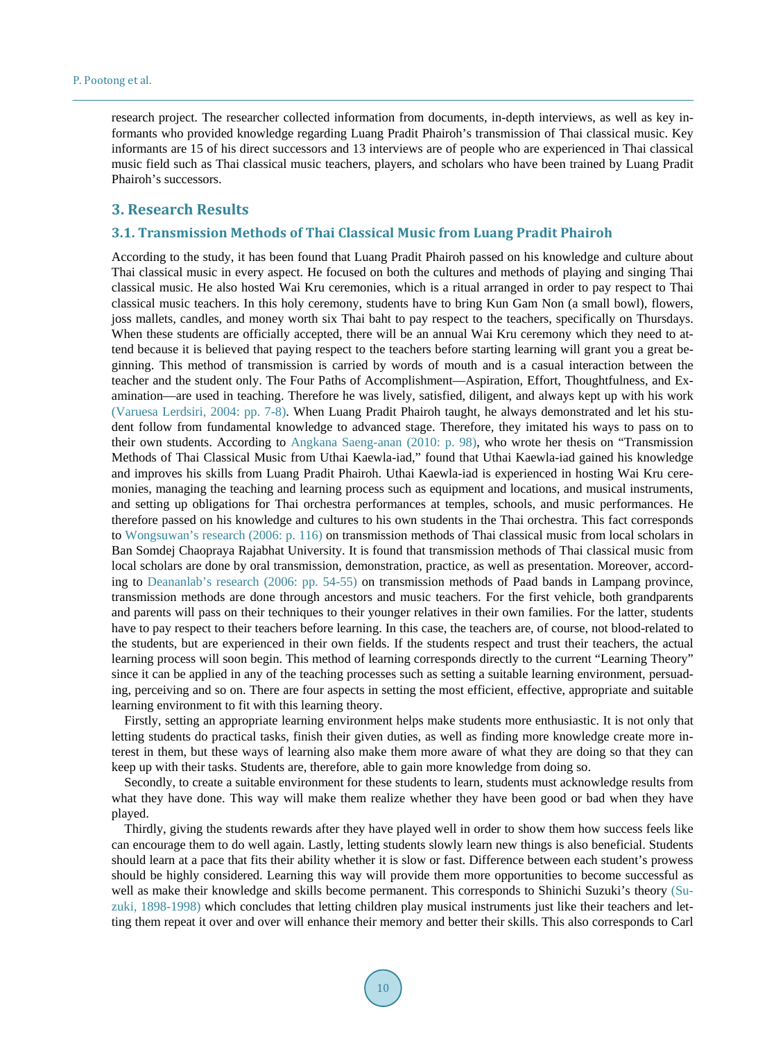research project. The researcher collected information from documents, in-depth interviews, as well as key informants who provided knowledge regarding Luang Pradit Phairoh's transmission of Thai classical music. Key informants are 15 of his direct successors and 13 interviews are of people who are experienced in Thai classical music field such as Thai classical music teachers, players, and scholars who have been trained by Luang Pradit Phairoh's successors.

## 3. Research Results

### 3.1. Transmission Methods of Thai Classical Music from Luang Pradit Phairoh

According to the study, it has been found that Luang Pradit Phairoh passed on his knowledge and culture about Thai classical music in every aspect. He focused on both the cultures and methods of playing and singing Thai classical music. He also hosted Wai Kru ceremonies, which is a ritual arranged in order to pay respect to Thai classical music teachers. In this holy ceremony, students have to bring Kun Gam Non (a small bowl), flowers, joss mallets, candles, and money worth six Thai baht to pay respect to the teachers, specifically on Thursdays. When these students are officially accepted, there will be an annual Wai Kru ceremony which they need to attend because it is believed that paying respect to the teachers before starting learning will grant you a great beginning. This method of transmission is carried by words of mouth and is a casual interaction between the teacher and the student only. The Four Paths of Accomplishment—Aspiration, Effort, Thoughtfulness, and Examination—are used in teaching. Therefore he was lively, satisfied, diligent, and always kept up with his work (Varuesa Lerdsiri, 2004: pp. 7-8). When Luang Pradit Phairoh taught, he always demonstrated and let his student follow from fundamental knowledge to advanced stage. Therefore, they imitated his ways to pass on to their own students. According to Angkana Saeng-anan (2010: p. 98), who wrote her thesis on "Transmission Methods of Thai Classical Music from Uthai Kaewla-iad," found that Uthai Kaewla-iad gained his knowledge and improves his skills from Luang Pradit Phairoh. Uthai Kaewla-iad is experienced in hosting Wai Kru ceremonies, managing the teaching and learning process such as equipment and locations, and musical instruments, and setting up obligations for Thai orchestra performances at temples, schools, and music performances. He therefore passed on his knowledge and cultures to his own students in the Thai orchestra. This fact corresponds to Wongsuwan's research (2006: p. 116) on transmission methods of Thai classical music from local scholars in Ban Somdej Chaopraya Rajabhat University. It is found that transmission methods of Thai classical music from local scholars are done by oral transmission, demonstration, practice, as well as presentation. Moreover, according to Deananlab's research (2006: pp. 54-55) on transmission methods of Paad bands in Lampang province, transmission methods are done through ancestors and music teachers. For the first vehicle, both grandparents and parents will pass on their techniques to their younger relatives in their own families. For the latter, students have to pay respect to their teachers before learning. In this case, the teachers are, of course, not blood-related to the students, but are experienced in their own fields. If the students respect and trust their teachers, the actual learning process will soon begin. This method of learning corresponds directly to the current "Learning Theory" since it can be applied in any of the teaching processes such as setting a suitable learning environment, persuading, perceiving and so on. There are four aspects in setting the most efficient, effective, appropriate and suitable learning environment to fit with this learning theory.

Firstly, setting an appropriate learning environment helps make students more enthusiastic. It is not only that letting students do practical tasks, finish their given duties, as well as finding more knowledge create more interest in them, but these ways of learning also make them more aware of what they are doing so that they can keep up with their tasks. Students are, therefore, able to gain more knowledge from doing so.

Secondly, to create a suitable environment for these students to learn, students must acknowledge results from what they have done. This way will make them realize whether they have been good or bad when they have played.

Thirdly, giving the students rewards after they have played well in order to show them how success feels like can encourage them to do well again. Lastly, letting students slowly learn new things is also beneficial. Students should learn at a pace that fits their ability whether it is slow or fast. Difference between each student's prowess should be highly considered. Learning this way will provide them more opportunities to become successful as well as make their knowledge and skills become permanent. This corresponds to Shinichi Suzuki's theory (Suzuki, 1898-1998) which concludes that letting children play musical instruments just like their teachers and letting them repeat it over and over will enhance their memory and better their skills. This also corresponds to Carl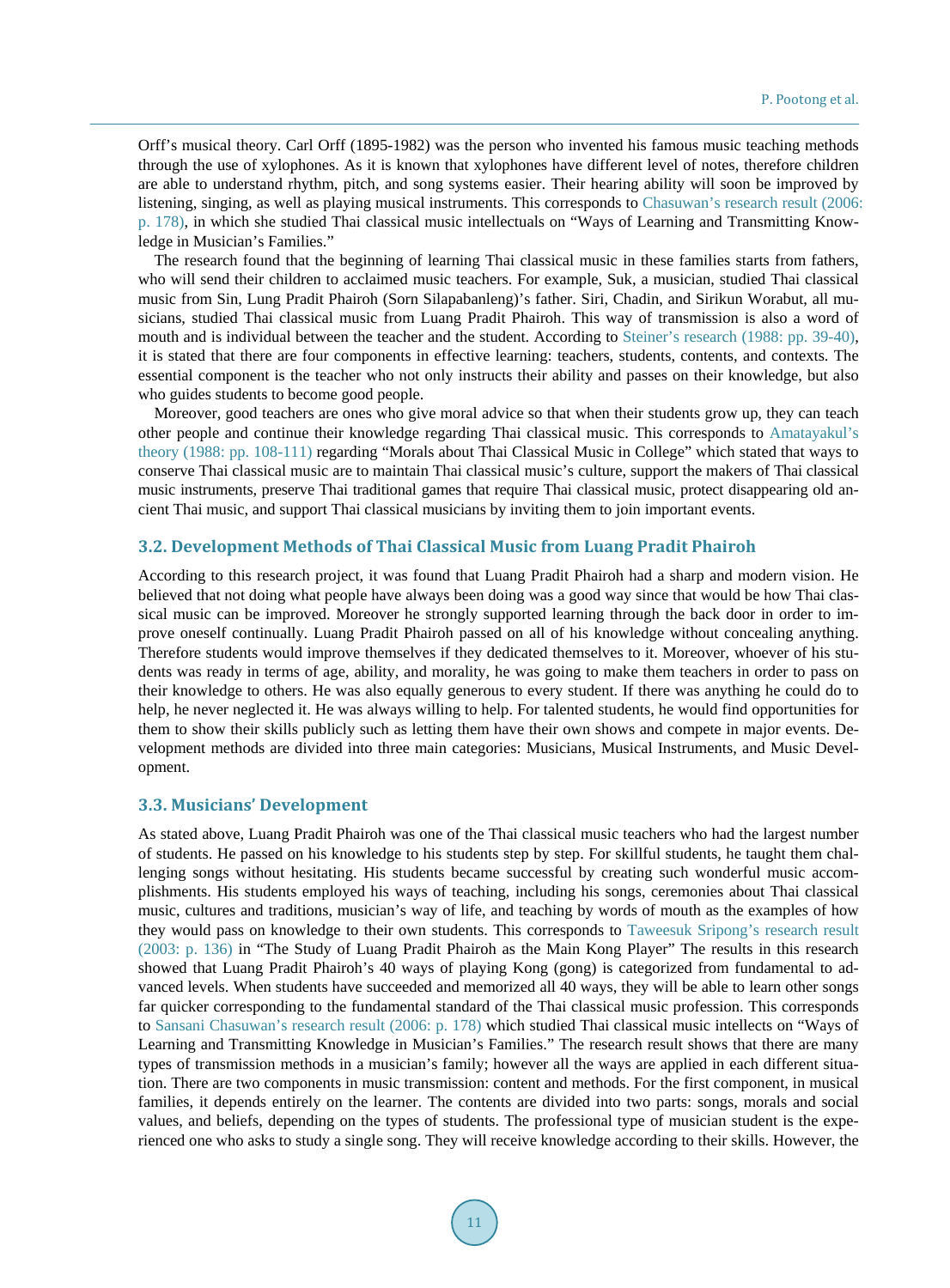Orff's musical theory. Carl Orff (1895-1982) was the person who invented his famous music teaching methods through the use of xylophones. As it is known that xylophones have different level of notes, therefore children are able to understand rhythm, pitch, and song systems easier. Their hearing ability will soon be improved by listening, singing, as well as playing musical instruments. This corresponds to Chasuwan's research result (2006: p. 178), in which she studied Thai classical music intellectuals on "Ways of Learning and Transmitting Knowledge in Musician's Families."

The research found that the beginning of learning Thai classical music in these families starts from fathers, who will send their children to acclaimed music teachers. For example, Suk, a musician, studied Thai classical music from Sin, Lung Pradit Phairoh (Sorn Silapabanleng)'s father. Siri, Chadin, and Sirikun Worabut, all musicians, studied Thai classical music from Luang Pradit Phairoh. This way of transmission is also a word of mouth and is individual between the teacher and the student. According to Steiner's research (1988: pp. 39-40), it is stated that there are four components in effective learning: teachers, students, contents, and contexts. The essential component is the teacher who not only instructs their ability and passes on their knowledge, but also who guides students to become good people.

Moreover, good teachers are ones who give moral advice so that when their students grow up, they can teach other people and continue their knowledge regarding Thai classical music. This corresponds to Amatayakul's theory (1988: pp. 108-111) regarding "Morals about Thai Classical Music in College" which stated that ways to conserve Thai classical music are to maintain Thai classical music's culture, support the makers of Thai classical music instruments, preserve Thai traditional games that require Thai classical music, protect disappearing old ancient Thai music, and support Thai classical musicians by inviting them to join important events.

### 3.2. Development Methods of Thai Classical Music from Luang Pradit Phairoh

According to this research project, it was found that Luang Pradit Phairoh had a sharp and modern vision. He believed that not doing what people have always been doing was a good way since that would be how Thai classical music can be improved. Moreover he strongly supported learning through the back door in order to improve oneself continually. Luang Pradit Phairoh passed on all of his knowledge without concealing anything. Therefore students would improve themselves if they dedicated themselves to it. Moreover, whoever of his students was ready in terms of age, ability, and morality, he was going to make them teachers in order to pass on their knowledge to others. He was also equally generous to every student. If there was anything he could do to help, he never neglected it. He was always willing to help. For talented students, he would find opportunities for them to show their skills publicly such as letting them have their own shows and compete in major events. Development methods are divided into three main categories: Musicians, Musical Instruments, and Music Development.

### 3.3. Musicians' Development

As stated above, Luang Pradit Phairoh was one of the Thai classical music teachers who had the largest number of students. He passed on his knowledge to his students step by step. For skillful students, he taught them challenging songs without hesitating. His students became successful by creating such wonderful music accomplishments. His students employed his ways of teaching, including his songs, ceremonies about Thai classical music, cultures and traditions, musician's way of life, and teaching by words of mouth as the examples of how they would pass on knowledge to their own students. This corresponds to Taweesuk Sripong's research result (2003: p. 136) in "The Study of Luang Pradit Phairoh as the Main Kong Player" The results in this research showed that Luang Pradit Phairoh's 40 ways of playing Kong (gong) is categorized from fundamental to advanced levels. When students have succeeded and memorized all 40 ways, they will be able to learn other songs far quicker corresponding to the fundamental standard of the Thai classical music profession. This corresponds to Sansani Chasuwan's research result (2006: p. 178) which studied Thai classical music intellects on "Ways of Learning and Transmitting Knowledge in Musician's Families." The research result shows that there are many types of transmission methods in a musician's family; however all the ways are applied in each different situation. There are two components in music transmission: content and methods. For the first component, in musical families, it depends entirely on the learner. The contents are divided into two parts: songs, morals and social values, and beliefs, depending on the types of students. The professional type of musician student is the experienced one who asks to study a single song. They will receive knowledge according to their skills. However, the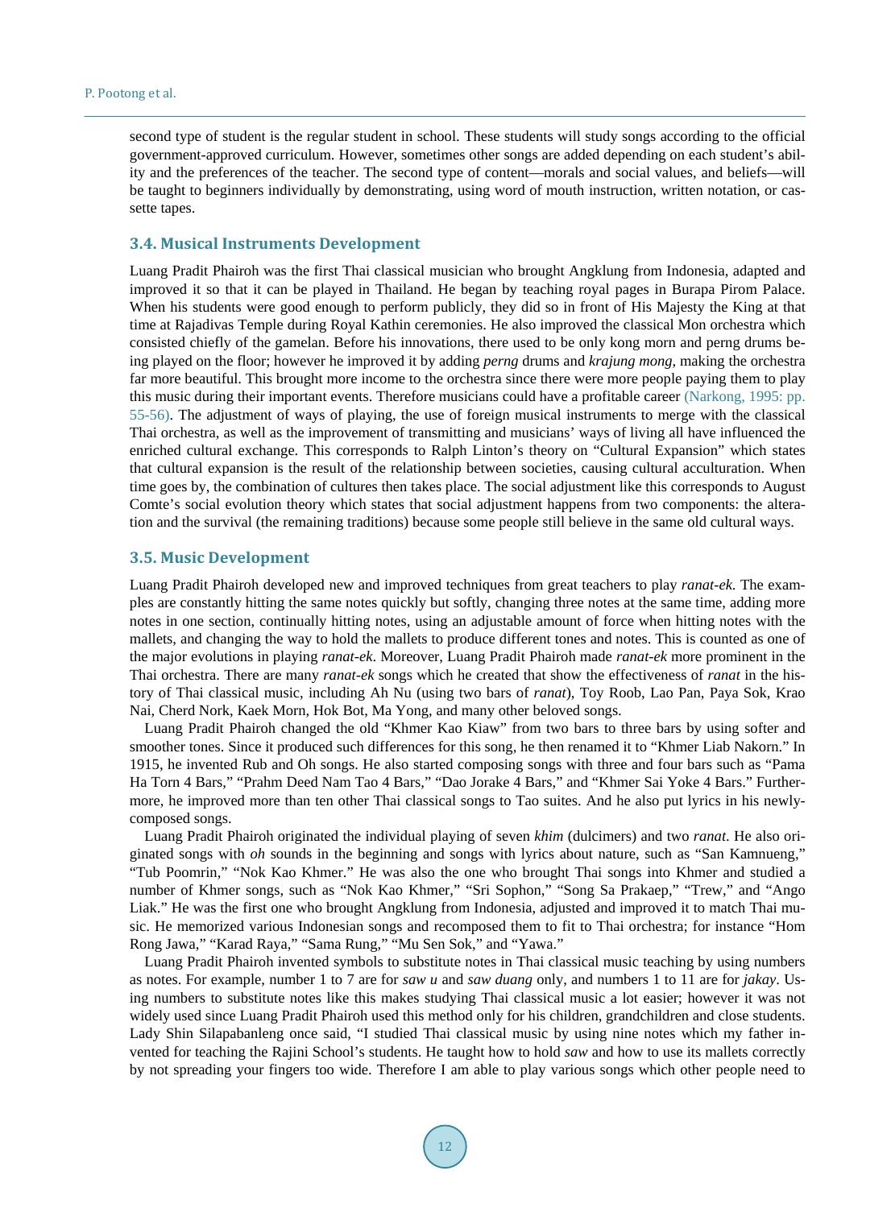second type of student is the regular student in school. These students will study songs according to the official government-approved curriculum. However, sometimes other songs are added depending on each student's ability and the preferences of the teacher. The second type of content—morals and social values, and beliefs—will be taught to beginners individually by demonstrating, using word of mouth instruction, written notation, or cassette tapes.

### 3.4. Musical Instruments Development

Luang Pradit Phairoh was the first Thai classical musician who brought Angklung from Indonesia, adapted and improved it so that it can be played in Thailand. He began by teaching royal pages in Burapa Pirom Palace. When his students were good enough to perform publicly, they did so in front of His Majesty the King at that time at Rajadivas Temple during Royal Kathin ceremonies. He also improved the classical Mon orchestra which consisted chiefly of the gamelan. Before his innovations, there used to be only kong morn and perng drums being played on the floor; however he improved it by adding *perng* drums and *krajung mong*, making the orchestra far more beautiful. This brought more income to the orchestra since there were more people paying them to play this music during their important events. Therefore musicians could have a profitable career (Narkong, 1995: pp. 55-56). The adjustment of ways of playing, the use of foreign musical instruments to merge with the classical Thai orchestra, as well as the improvement of transmitting and musicians' ways of living all have influenced the enriched cultural exchange. This corresponds to Ralph Linton's theory on "Cultural Expansion" which states that cultural expansion is the result of the relationship between societies, causing cultural acculturation. When time goes by, the combination of cultures then takes place. The social adjustment like this corresponds to August Comte's social evolution theory which states that social adjustment happens from two components: the alteration and the survival (the remaining traditions) because some people still believe in the same old cultural ways.

### 3.5. Music Development

Luang Pradit Phairoh developed new and improved techniques from great teachers to play *ranat-ek*. The examples are constantly hitting the same notes quickly but softly, changing three notes at the same time, adding more notes in one section, continually hitting notes, using an adjustable amount of force when hitting notes with the mallets, and changing the way to hold the mallets to produce different tones and notes. This is counted as one of the major evolutions in playing *ranat-ek*. Moreover, Luang Pradit Phairoh made *ranat-ek* more prominent in the Thai orchestra. There are many *ranat-ek* songs which he created that show the effectiveness of *ranat* in the history of Thai classical music, including Ah Nu (using two bars of *ranat*), Toy Roob, Lao Pan, Paya Sok, Krao Nai, Cherd Nork, Kaek Morn, Hok Bot, Ma Yong, and many other beloved songs.

Luang Pradit Phairoh changed the old "Khmer Kao Kiaw" from two bars to three bars by using softer and smoother tones. Since it produced such differences for this song, he then renamed it to "Khmer Liab Nakorn." In 1915, he invented Rub and Oh songs. He also started composing songs with three and four bars such as "Pama Ha Torn 4 Bars," "Prahm Deed Nam Tao 4 Bars," "Dao Jorake 4 Bars," and "Khmer Sai Yoke 4 Bars." Furthermore, he improved more than ten other Thai classical songs to Tao suites. And he also put lyrics in his newly-composed songs.

Luang Pradit Phairoh originated the individual playing of seven *khim* (dulcimers) and two *ranat*. He also originated songs with *oh* sounds in the beginning and songs with lyrics about nature, such as "San Kamnueng," "Tub Poomrin," "Nok Kao Khmer." He was also the one who brought Thai songs into Khmer and studied a number of Khmer songs, such as "Nok Kao Khmer," "Sri Sophon," "Song Sa Prakaep," "Trew," and "Ango Liak." He was the first one who brought Angklung from Indonesia, adjusted and improved it to match Thai music. He memorized various Indonesian songs and recomposed them to fit to Thai orchestra; for instance "Hom Rong Jawa," "Karad Raya," "Sama Rung," "Mu Sen Sok," and "Yawa."

Luang Pradit Phairoh invented symbols to substitute notes in Thai classical music teaching by using numbers as notes. For example, number 1 to 7 are for *saw u* and *saw duang* only, and numbers 1 to 11 are for *jakay*. Using numbers to substitute notes like this makes studying Thai classical music a lot easier; however it was not widely used since Luang Pradit Phairoh used this method only for his children, grandchildren and close students. Lady Shin Silapabanleng once said, "I studied Thai classical music by using nine notes which my father invented for teaching the Rajini School's students. He taught how to hold *saw* and how to use its mallets correctly by not spreading your fingers too wide. Therefore I am able to play various songs which other people need to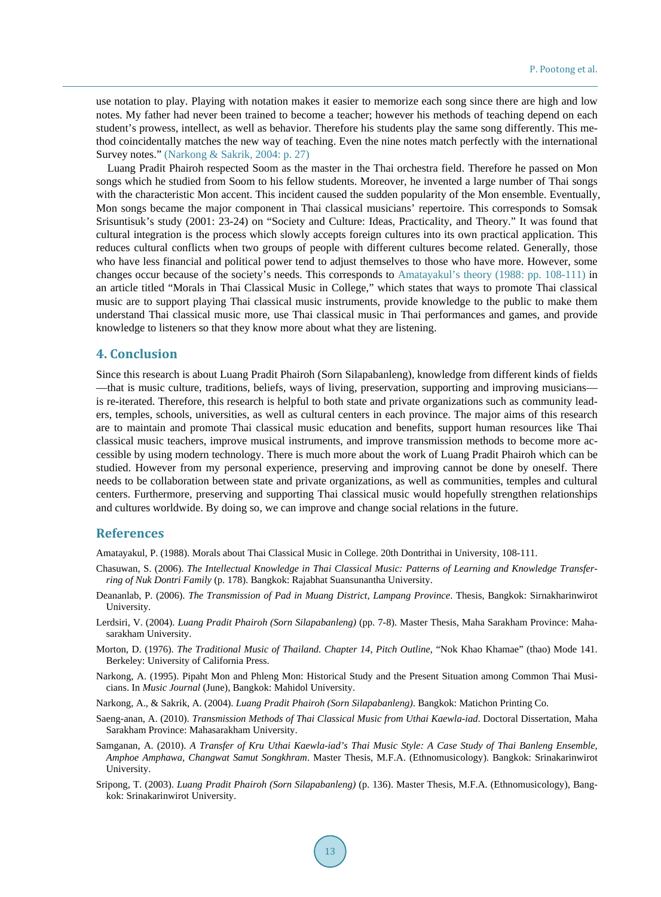use notation to play. Playing with notation makes it easier to memorize each song since there are high and low notes. My father had never been trained to become a teacher; however his methods of teaching depend on each student's prowess, intellect, as well as behavior. Therefore his students play the same song differently. This method coincidentally matches the new way of teaching. Even the nine notes match perfectly with the international Survey notes." (Narkong & Sakrik, 2004: p. 27)

Luang Pradit Phairoh respected Soom as the master in the Thai orchestra field. Therefore he passed on Mon songs which he studied from Soom to his fellow students. Moreover, he invented a large number of Thai songs with the characteristic Mon accent. This incident caused the sudden popularity of the Mon ensemble. Eventually, Mon songs became the major component in Thai classical musicians' repertoire. This corresponds to Somsak Srisuntisuk's study (2001: 23-24) on "Society and Culture: Ideas, Practicality, and Theory." It was found that cultural integration is the process which slowly accepts foreign cultures into its own practical application. This reduces cultural conflicts when two groups of people with different cultures become related. Generally, those who have less financial and political power tend to adjust themselves to those who have more. However, some changes occur because of the society's needs. This corresponds to Amatayakul's theory (1988: pp. 108-111) in an article titled "Morals in Thai Classical Music in College," which states that ways to promote Thai classical music are to support playing Thai classical music instruments, provide knowledge to the public to make them understand Thai classical music more, use Thai classical music in Thai performances and games, and provide knowledge to listeners so that they know more about what they are listening.

## 4. Conclusion

Since this research is about Luang Pradit Phairoh (Sorn Silapabanleng), knowledge from different kinds of fields—that is music culture, traditions, beliefs, ways of living, preservation, supporting and improving musicians—is re-iterated. Therefore, this research is helpful to both state and private organizations such as community leaders, temples, schools, universities, as well as cultural centers in each province. The major aims of this research are to maintain and promote Thai classical music education and benefits, support human resources like Thai classical music teachers, improve musical instruments, and improve transmission methods to become more accessible by using modern technology. There is much more about the work of Luang Pradit Phairoh which can be studied. However from my personal experience, preserving and improving cannot be done by oneself. There needs to be collaboration between state and private organizations, as well as communities, temples and cultural centers. Furthermore, preserving and supporting Thai classical music would hopefully strengthen relationships and cultures worldwide. By doing so, we can improve and change social relations in the future.

## References

Amatayakul, P. (1988). Morals about Thai Classical Music in College. 20th Dontrithai in University, 108-111.

Chasuwan, S. (2006). *The Intellectual Knowledge in Thai Classical Music: Patterns of Learning and Knowledge Transferring of Nuk Dontri Family* (p. 178). Bangkok: Rajabhat Suansunantha University.

Deananlab, P. (2006). *The Transmission of Pad in Muang District, Lampang Province*. Thesis, Bangkok: Sirnakharinwirot University.

Lerdsiri, V. (2004). *Luang Pradit Phairoh (Sorn Silapabanleng)* (pp. 7-8). Master Thesis, Maha Sarakham Province: Mahasarakham University.

Morton, D. (1976). *The Traditional Music of Thailand. Chapter 14, Pitch Outline*, "Nok Khao Khamae" (thao) Mode 141. Berkeley: University of California Press.

Narkong, A. (1995). Pipaht Mon and Phleng Mon: Historical Study and the Present Situation among Common Thai Musicians. In *Music Journal* (June), Bangkok: Mahidol University.

Narkong, A., & Sakrik, A. (2004). *Luang Pradit Phairoh (Sorn Silapabanleng)*. Bangkok: Matichon Printing Co.

Saeng-anan, A. (2010). *Transmission Methods of Thai Classical Music from Uthai Kaewla-iad*. Doctoral Dissertation, Maha Sarakham Province: Mahasarakham University.

Samganan, A. (2010). *A Transfer of Kru Uthai Kaewla-iad's Thai Music Style: A Case Study of Thai Banleng Ensemble, Amphoe Amphawa, Changwat Samut Songkhram*. Master Thesis, M.F.A. (Ethnomusicology). Bangkok: Srinakarinwirot University.

Sripong, T. (2003). *Luang Pradit Phairoh (Sorn Silapabanleng)* (p. 136). Master Thesis, M.F.A. (Ethnomusicology), Bangkok: Srinakarinwirot University.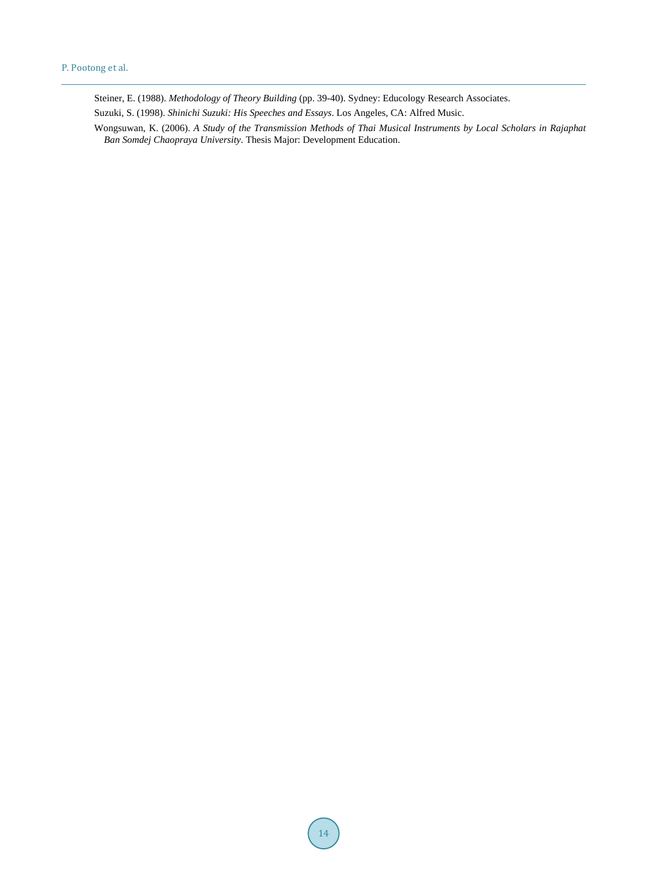Steiner, E. (1988). *Methodology of Theory Building* (pp. 39-40). Sydney: Educology Research Associates.

Suzuki, S. (1998). *Shinichi Suzuki: His Speeches and Essays*. Los Angeles, CA: Alfred Music.

Wongsuwan, K. (2006). *A Study of the Transmission Methods of Thai Musical Instruments by Local Scholars in Rajaphat Ban Somdej Chaopraya University*. Thesis Major: Development Education.